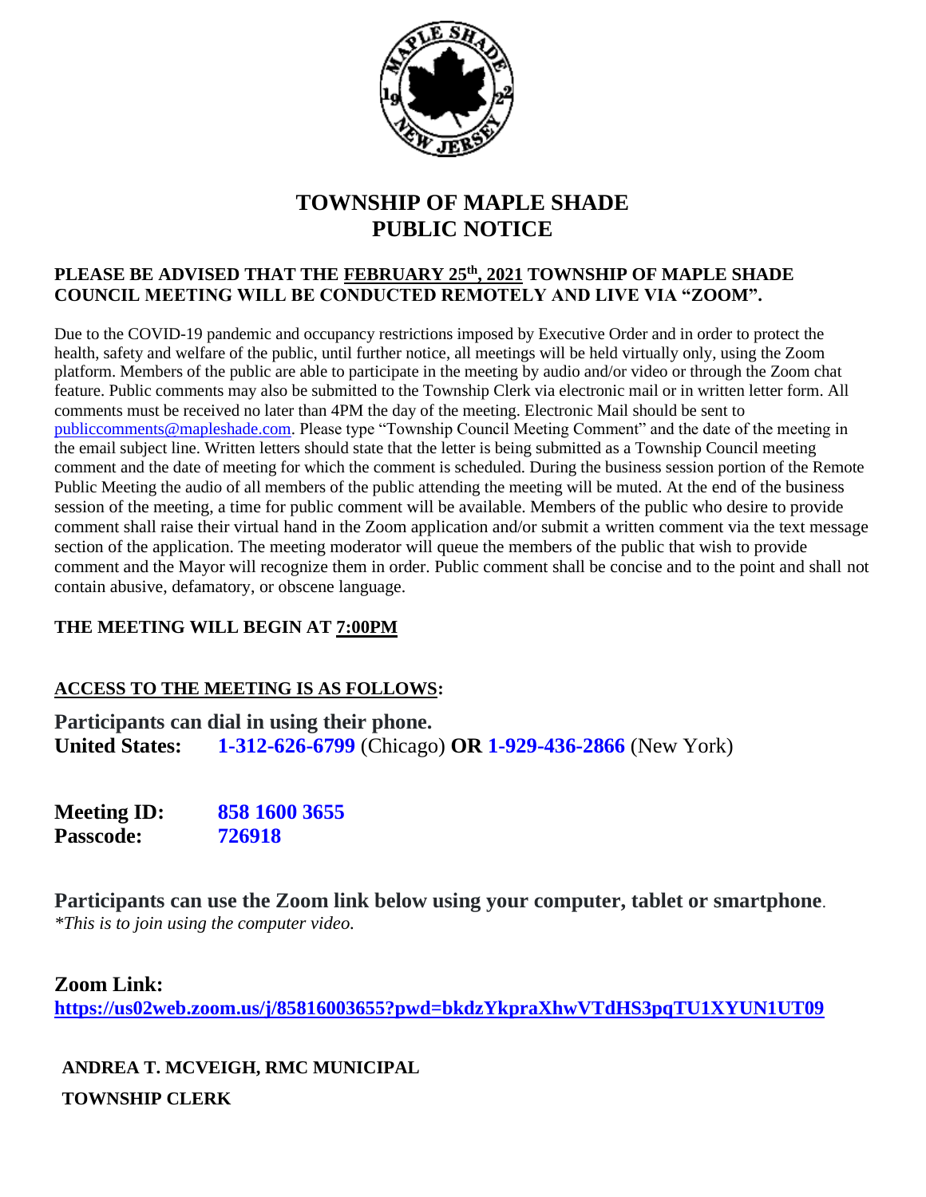# TOWNSHIP OF MAPLE SHADE
# PUBLIC NOTICE

**PLEASE BE ADVISED THAT THE FEBRUARY 25th, 2021 TOWNSHIP OF MAPLE SHADE COUNCIL MEETING WILL BE CONDUCTED REMOTELY AND LIVE VIA "ZOOM".**

Due to the COVID-19 pandemic and occupancy restrictions imposed by Executive Order and in order to protect the health, safety and welfare of the public, until further notice, all meetings will be held virtually only, using the Zoom platform. Members of the public are able to participate in the meeting by audio and/or video or through the Zoom chat feature. Public comments may also be submitted to the Township Clerk via electronic mail or in written letter form. All comments must be received no later than 4PM the day of the meeting. Electronic Mail should be sent to publiccomments@mapleshade.com. Please type "Township Council Meeting Comment" and the date of the meeting in the email subject line. Written letters should state that the letter is being submitted as a Township Council meeting comment and the date of meeting for which the comment is scheduled. During the business session portion of the Remote Public Meeting the audio of all members of the public attending the meeting will be muted. At the end of the business session of the meeting, a time for public comment will be available. Members of the public who desire to provide comment shall raise their virtual hand in the Zoom application and/or submit a written comment via the text message section of the application. The meeting moderator will queue the members of the public that wish to provide comment and the Mayor will recognize them in order. Public comment shall be concise and to the point and shall not contain abusive, defamatory, or obscene language.

**THE MEETING WILL BEGIN AT 7:00PM**

**ACCESS TO THE MEETING IS AS FOLLOWS:**

**Participants can dial in using their phone.**
**United States:** **1-312-626-6799** (Chicago) **OR** **1-929-436-2866** (New York)

**Meeting ID:** **858 1600 3655**
**Passcode:** **726918**

**Participants can use the Zoom link below using your computer, tablet or smartphone**.
*This is to join using the computer video.

**Zoom Link:**
**https://us02web.zoom.us/j/85816003655?pwd=bkdzYkpraXhwVTdHS3pqTU1XYUN1UT09**

**ANDREA T. MCVEIGH, RMC MUNICIPAL**
**TOWNSHIP CLERK**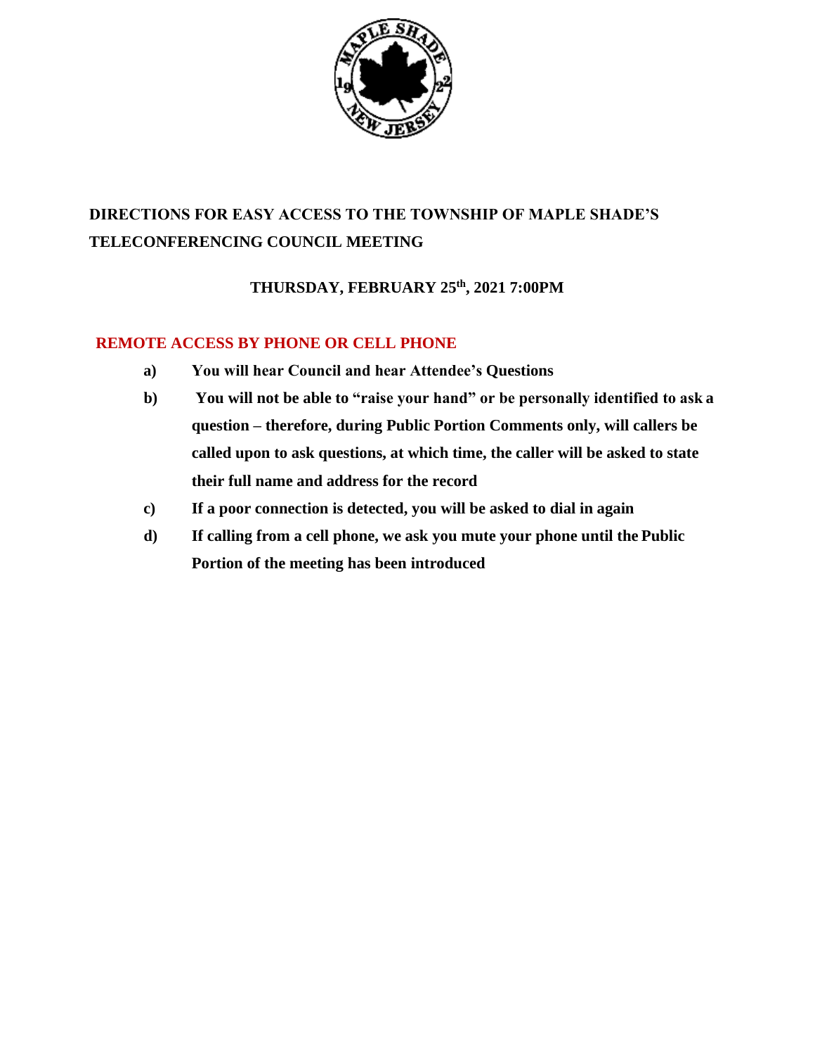**DIRECTIONS FOR EASY ACCESS TO THE TOWNSHIP OF MAPLE SHADE'S TELECONFERENCING COUNCIL MEETING**

**THURSDAY, FEBRUARY 25th, 2021 7:00PM**

## REMOTE ACCESS BY PHONE OR CELL PHONE

- **a)** **You will hear Council and hear Attendee's Questions**
- **b)** **You will not be able to "raise your hand" or be personally identified to ask a question – therefore, during Public Portion Comments only, will callers be called upon to ask questions, at which time, the caller will be asked to state their full name and address for the record**
- **c)** **If a poor connection is detected, you will be asked to dial in again**
- **d)** **If calling from a cell phone, we ask you mute your phone until the Public Portion of the meeting has been introduced**